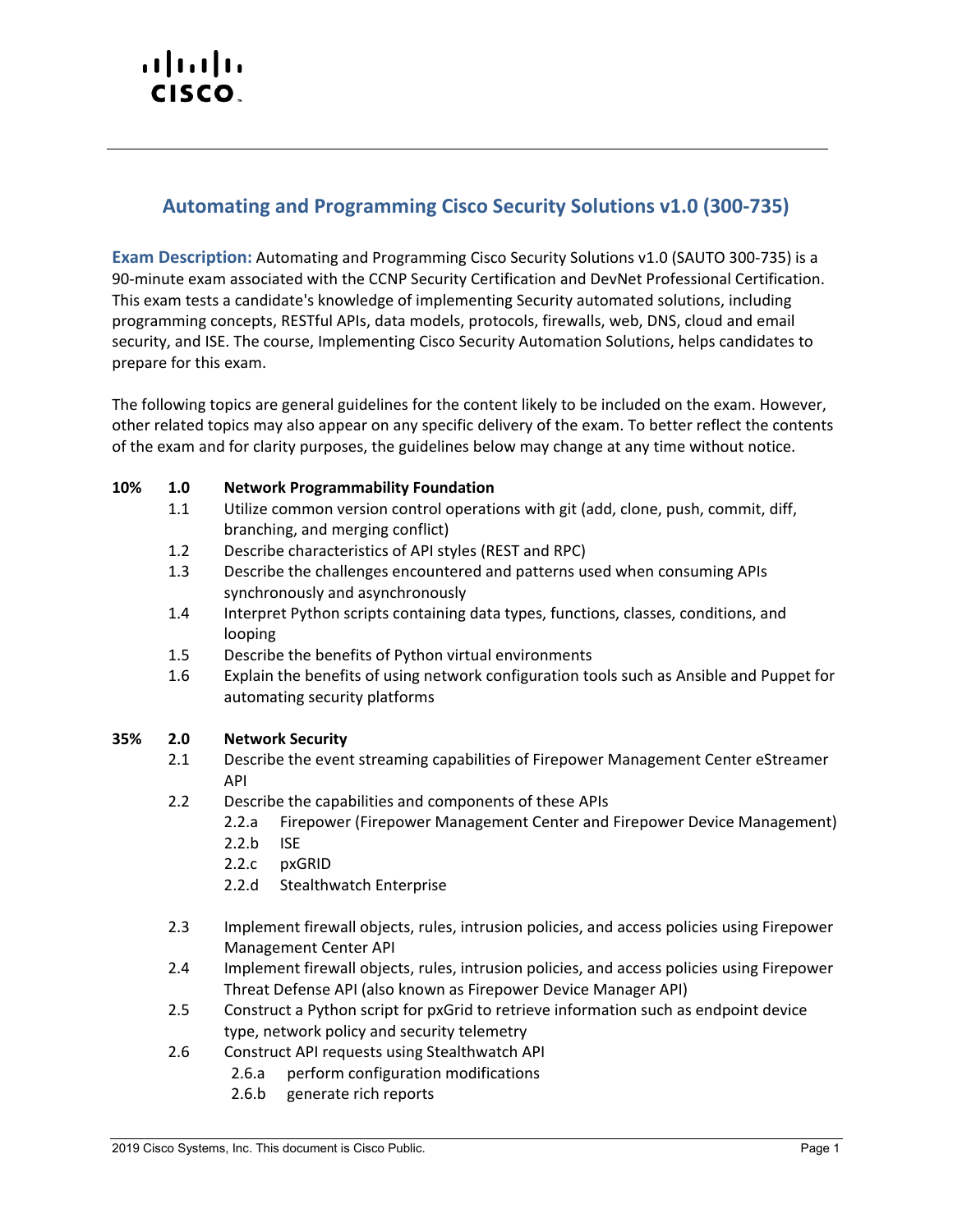# Automating and Programming Cisco Security Solutions v1.0 (300-735)

**Exam Description:** Automating and Programming Cisco Security Solutions v1.0 (SAUTO 300-735) is a 90-minute exam associated with the CCNP Security Certification and DevNet Professional Certification. This exam tests a candidate's knowledge of implementing Security automated solutions, including programming concepts, RESTful APIs, data models, protocols, firewalls, web, DNS, cloud and email security, and ISE. The course, Implementing Cisco Security Automation Solutions, helps candidates to prepare for this exam.

The following topics are general guidelines for the content likely to be included on the exam. However, other related topics may also appear on any specific delivery of the exam. To better reflect the contents of the exam and for clarity purposes, the guidelines below may change at any time without notice.

**10% 1.0 Network Programmability Foundation**

- 1.1 Utilize common version control operations with git (add, clone, push, commit, diff, branching, and merging conflict)
- 1.2 Describe characteristics of API styles (REST and RPC)
- 1.3 Describe the challenges encountered and patterns used when consuming APIs synchronously and asynchronously
- 1.4 Interpret Python scripts containing data types, functions, classes, conditions, and looping
- 1.5 Describe the benefits of Python virtual environments
- 1.6 Explain the benefits of using network configuration tools such as Ansible and Puppet for automating security platforms

**35% 2.0 Network Security**

- 2.1 Describe the event streaming capabilities of Firepower Management Center eStreamer API
- 2.2 Describe the capabilities and components of these APIs
  - 2.2.a Firepower (Firepower Management Center and Firepower Device Management)
  - 2.2.b ISE
  - 2.2.c pxGRID
  - 2.2.d Stealthwatch Enterprise
- 2.3 Implement firewall objects, rules, intrusion policies, and access policies using Firepower Management Center API
- 2.4 Implement firewall objects, rules, intrusion policies, and access policies using Firepower Threat Defense API (also known as Firepower Device Manager API)
- 2.5 Construct a Python script for pxGrid to retrieve information such as endpoint device type, network policy and security telemetry
- 2.6 Construct API requests using Stealthwatch API
  - 2.6.a perform configuration modifications
  - 2.6.b generate rich reports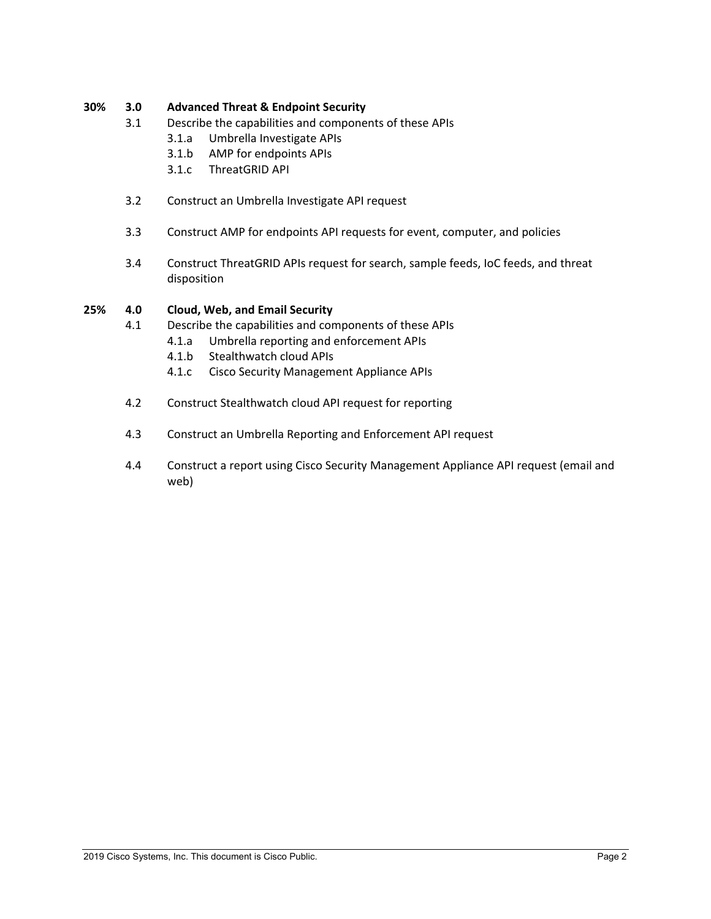**30% 3.0 Advanced Threat & Endpoint Security**

- 3.1 Describe the capabilities and components of these APIs
  - 3.1.a Umbrella Investigate APIs
  - 3.1.b AMP for endpoints APIs
  - 3.1.c ThreatGRID API
- 3.2 Construct an Umbrella Investigate API request
- 3.3 Construct AMP for endpoints API requests for event, computer, and policies
- 3.4 Construct ThreatGRID APIs request for search, sample feeds, IoC feeds, and threat disposition

**25% 4.0 Cloud, Web, and Email Security**

- 4.1 Describe the capabilities and components of these APIs
  - 4.1.a Umbrella reporting and enforcement APIs
  - 4.1.b Stealthwatch cloud APIs
  - 4.1.c Cisco Security Management Appliance APIs
- 4.2 Construct Stealthwatch cloud API request for reporting
- 4.3 Construct an Umbrella Reporting and Enforcement API request
- 4.4 Construct a report using Cisco Security Management Appliance API request (email and web)

2019 Cisco Systems, Inc. This document is Cisco Public.